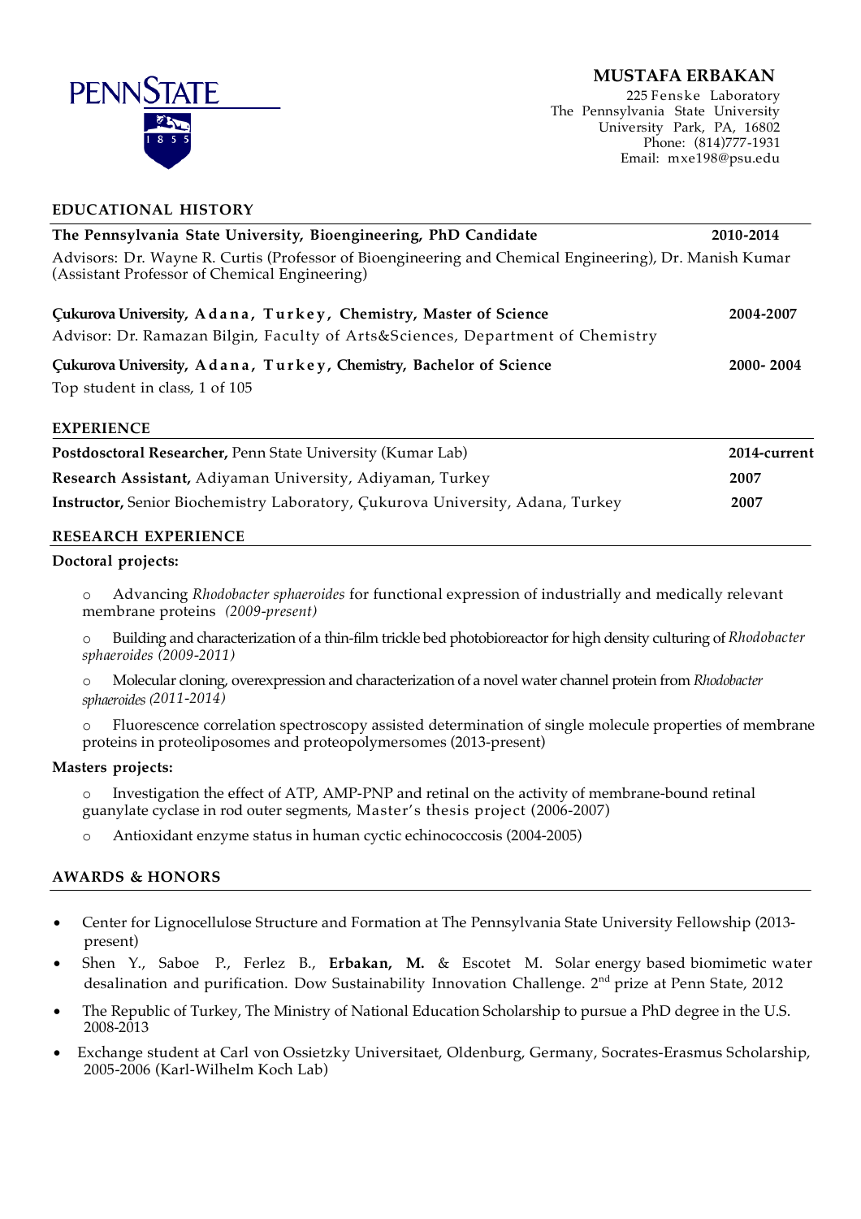# MUSTAFA ERBAKAN

225 Fenske Laboratory
The Pennsylvania State University
University Park, PA, 16802
Phone: (814)777-1931
Email: mxe198@psu.edu

## EDUCATIONAL HISTORY

**The Pennsylvania State University, Bioengineering, PhD Candidate** — **2010-2014**

Advisors: Dr. Wayne R. Curtis (Professor of Bioengineering and Chemical Engineering), Dr. Manish Kumar (Assistant Professor of Chemical Engineering)

**Çukurova University, Adana, Turkey, Chemistry, Master of Science** — **2004-2007**

Advisor: Dr. Ramazan Bilgin, Faculty of Arts&Sciences, Department of Chemistry

**Çukurova University, Adana, Turkey, Chemistry, Bachelor of Science** — **2000- 2004**

Top student in class, 1 of 105

## EXPERIENCE

**Postdosctoral Researcher,** Penn State University (Kumar Lab) — **2014-current**

**Research Assistant,** Adiyaman University, Adiyaman, Turkey — **2007**

**Instructor,** Senior Biochemistry Laboratory, Çukurova University, Adana, Turkey — **2007**

## RESEARCH EXPERIENCE

**Doctoral projects:**

- Advancing *Rhodobacter sphaeroides* for functional expression of industrially and medically relevant membrane proteins *(2009-present)*
- Building and characterization of a thin-film trickle bed photobioreactor for high density culturing of *Rhodobacter sphaeroides (2009-2011)*
- Molecular cloning, overexpression and characterization of a novel water channel protein from *Rhodobacter sphaeroides (2011-2014)*
- Fluorescence correlation spectroscopy assisted determination of single molecule properties of membrane proteins in proteoliposomes and proteopolymersomes (2013-present)

**Masters projects:**

- Investigation the effect of ATP, AMP-PNP and retinal on the activity of membrane-bound retinal guanylate cyclase in rod outer segments, Master's thesis project (2006-2007)
- Antioxidant enzyme status in human cyctic echinococcosis (2004-2005)

## AWARDS & HONORS

- Center for Lignocellulose Structure and Formation at The Pennsylvania State University Fellowship (2013-present)
- Shen Y., Saboe P., Ferlez B., **Erbakan, M.** & Escotet M. Solar energy based biomimetic water desalination and purification. Dow Sustainability Innovation Challenge. 2nd prize at Penn State, 2012
- The Republic of Turkey, The Ministry of National Education Scholarship to pursue a PhD degree in the U.S. 2008-2013
- Exchange student at Carl von Ossietzky Universitaet, Oldenburg, Germany, Socrates-Erasmus Scholarship, 2005-2006 (Karl-Wilhelm Koch Lab)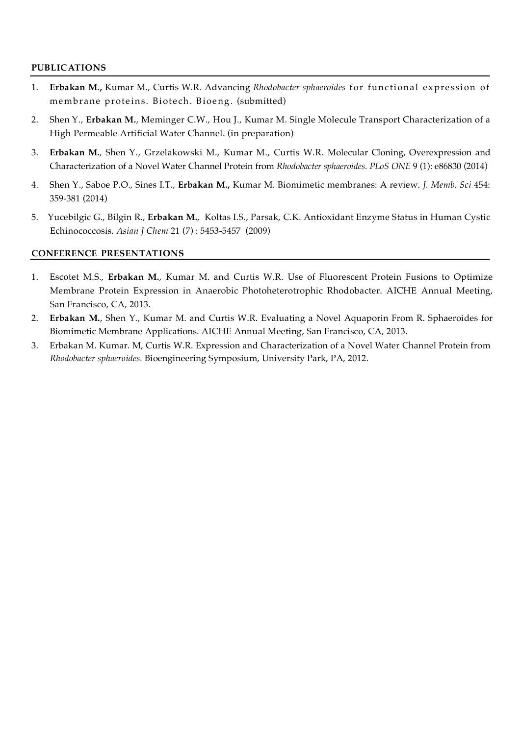## PUBLICATIONS

1. **Erbakan M.,** Kumar M., Curtis W.R. Advancing *Rhodobacter sphaeroides* for functional expression of membrane proteins. Biotech. Bioeng. (submitted)
2. Shen Y., **Erbakan M.**, Meminger C.W., Hou J., Kumar M. Single Molecule Transport Characterization of a High Permeable Artificial Water Channel. (in preparation)
3. **Erbakan M.**, Shen Y., Grzelakowski M., Kumar M., Curtis W.R. Molecular Cloning, Overexpression and Characterization of a Novel Water Channel Protein from *Rhodobacter sphaeroides*. *PLoS ONE* 9 (1): e86830 (2014)
4. Shen Y., Saboe P.O., Sines I.T., **Erbakan M.,** Kumar M. Biomimetic membranes: A review. *J. Memb. Sci* 454: 359-381 (2014)
5. Yucebilgic G., Bilgin R., **Erbakan M.**, Koltas I.S., Parsak, C.K. Antioxidant Enzyme Status in Human Cystic Echinococcosis. *Asian J Chem* 21 (7) : 5453-5457 (2009)

## CONFERENCE PRESENTATIONS

1. Escotet M.S., **Erbakan M.**, Kumar M. and Curtis W.R. Use of Fluorescent Protein Fusions to Optimize Membrane Protein Expression in Anaerobic Photoheterotrophic Rhodobacter. AICHE Annual Meeting, San Francisco, CA, 2013.
2. **Erbakan M.**, Shen Y., Kumar M. and Curtis W.R. Evaluating a Novel Aquaporin From R. Sphaeroides for Biomimetic Membrane Applications. AICHE Annual Meeting, San Francisco, CA, 2013.
3. Erbakan M. Kumar. M, Curtis W.R. Expression and Characterization of a Novel Water Channel Protein from *Rhodobacter sphaeroides.* Bioengineering Symposium, University Park, PA, 2012.